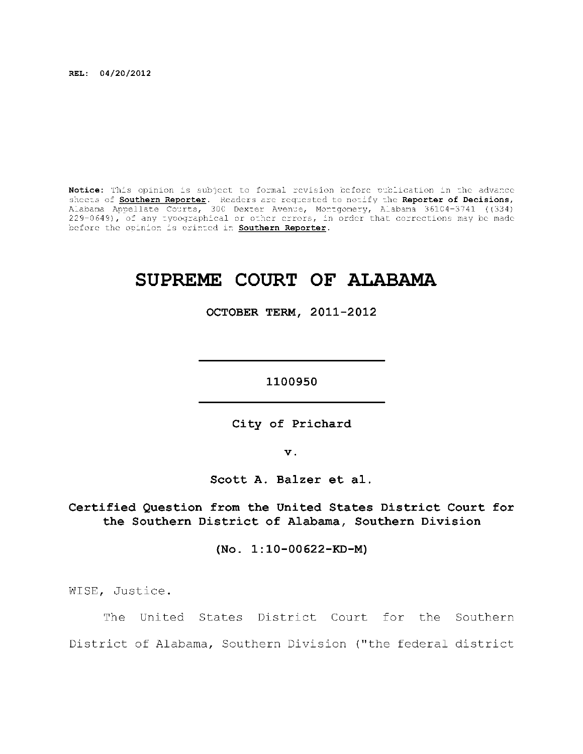REL: 04/20/2012

**Notice:** This opinion is subject to formal revision before publication in the advance sheets of **Southern Reporter**. Readers are requested to notify the **Reporter of Decisions**, Alabama Appellate Courts, 300 Dexter Avenue, Montgomery, Alabama 36104-3741 ((334) 229-0649), of any typographical or other errors, in order that corrections may be made before the opinion is printed in **Southern Reporter**.

# SUPREME COURT OF ALABAMA

**OCTOBER TERM, 2011-2012**

---

**1100950**

---

**City of Prichard**

**v.**

**Scott A. Balzer et al.**

**Certified Question from the United States District Court for the Southern District of Alabama, Southern Division**

**(No. 1:10-00622-KD-M)**

WISE, Justice.

The United States District Court for the Southern District of Alabama, Southern Division ("the federal district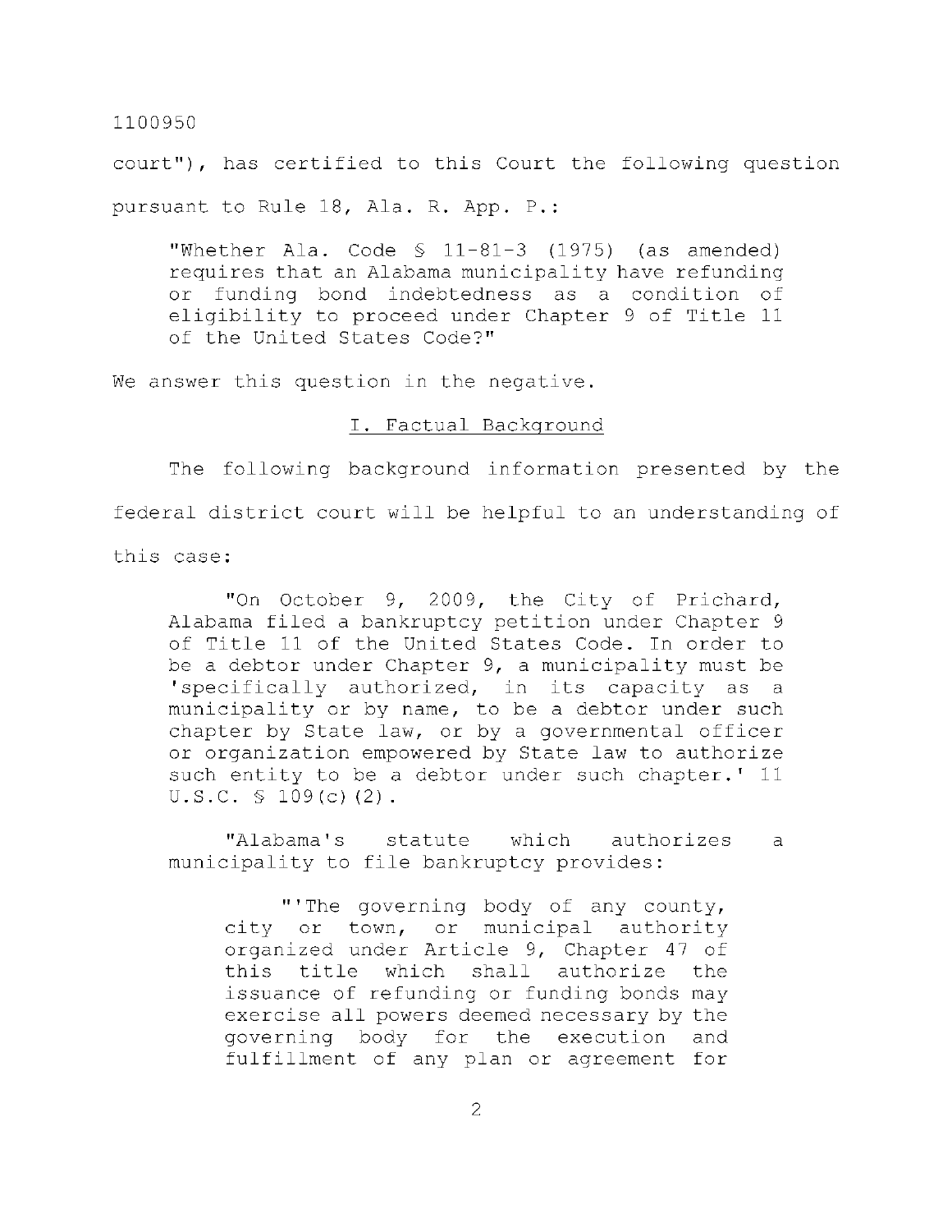court"), has certified to this Court the following question pursuant to Rule 18, Ala. R. App. P.:

> "Whether Ala. Code § 11-81-3 (1975) (as amended) requires that an Alabama municipality have refunding or funding bond indebtedness as a condition of eligibility to proceed under Chapter 9 of Title 11 of the United States Code?"

We answer this question in the negative.

## I. Factual Background

The following background information presented by the federal district court will be helpful to an understanding of this case:

> "On October 9, 2009, the City of Prichard, Alabama filed a bankruptcy petition under Chapter 9 of Title 11 of the United States Code. In order to be a debtor under Chapter 9, a municipality must be 'specifically authorized, in its capacity as a municipality or by name, to be a debtor under such chapter by State law, or by a governmental officer or organization empowered by State law to authorize such entity to be a debtor under such chapter.' 11 U.S.C. § 109(c)(2).
>
> "Alabama's statute which authorizes a municipality to file bankruptcy provides:
>
> > "'The governing body of any county, city or town, or municipal authority organized under Article 9, Chapter 47 of this title which shall authorize the issuance of refunding or funding bonds may exercise all powers deemed necessary by the governing body for the execution and fulfillment of any plan or agreement for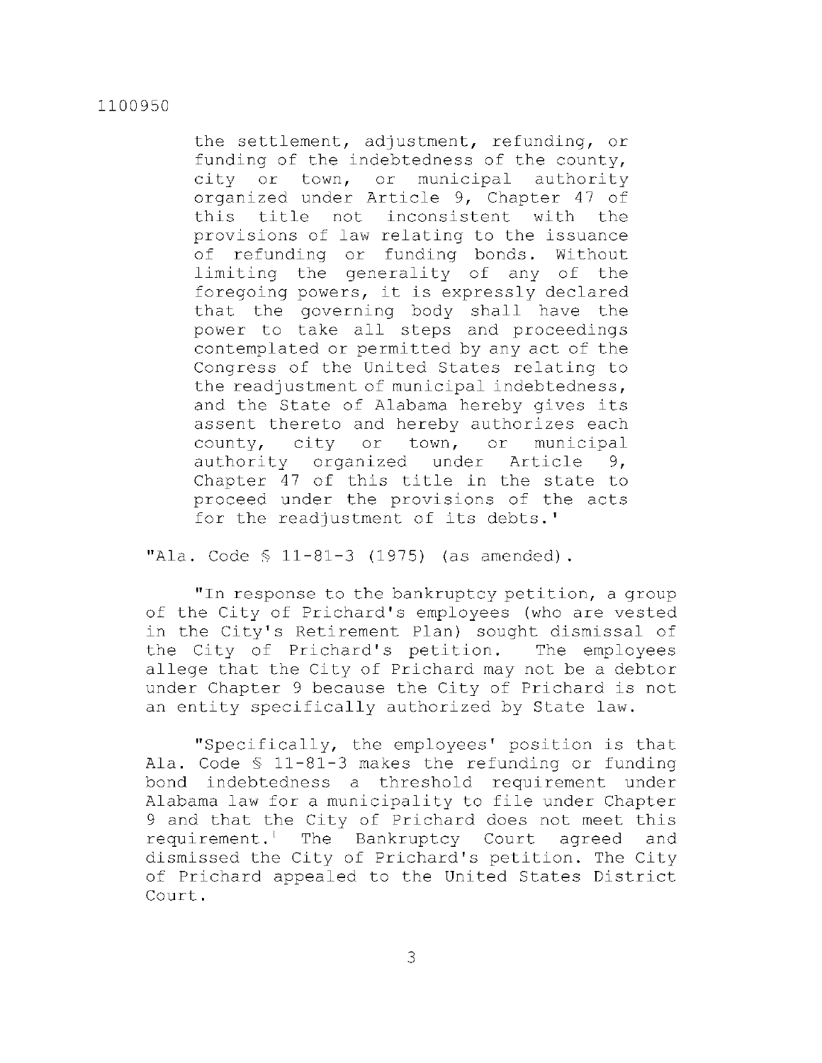> the settlement, adjustment, refunding, or funding of the indebtedness of the county, city or town, or municipal authority organized under Article 9, Chapter 47 of this title not inconsistent with the provisions of law relating to the issuance of refunding or funding bonds. Without limiting the generality of any of the foregoing powers, it is expressly declared that the governing body shall have the power to take all steps and proceedings contemplated or permitted by any act of the Congress of the United States relating to the readjustment of municipal indebtedness, and the State of Alabama hereby gives its assent thereto and hereby authorizes each county, city or town, or municipal authority organized under Article 9, Chapter 47 of this title in the state to proceed under the provisions of the acts for the readjustment of its debts.'

"Ala. Code § 11-81-3 (1975) (as amended).

"In response to the bankruptcy petition, a group of the City of Prichard's employees (who are vested in the City's Retirement Plan) sought dismissal of the City of Prichard's petition. The employees allege that the City of Prichard may not be a debtor under Chapter 9 because the City of Prichard is not an entity specifically authorized by State law.

"Specifically, the employees' position is that Ala. Code § 11-81-3 makes the refunding or funding bond indebtedness a threshold requirement under Alabama law for a municipality to file under Chapter 9 and that the City of Prichard does not meet this requirement.[1] The Bankruptcy Court agreed and dismissed the City of Prichard's petition. The City of Prichard appealed to the United States District Court.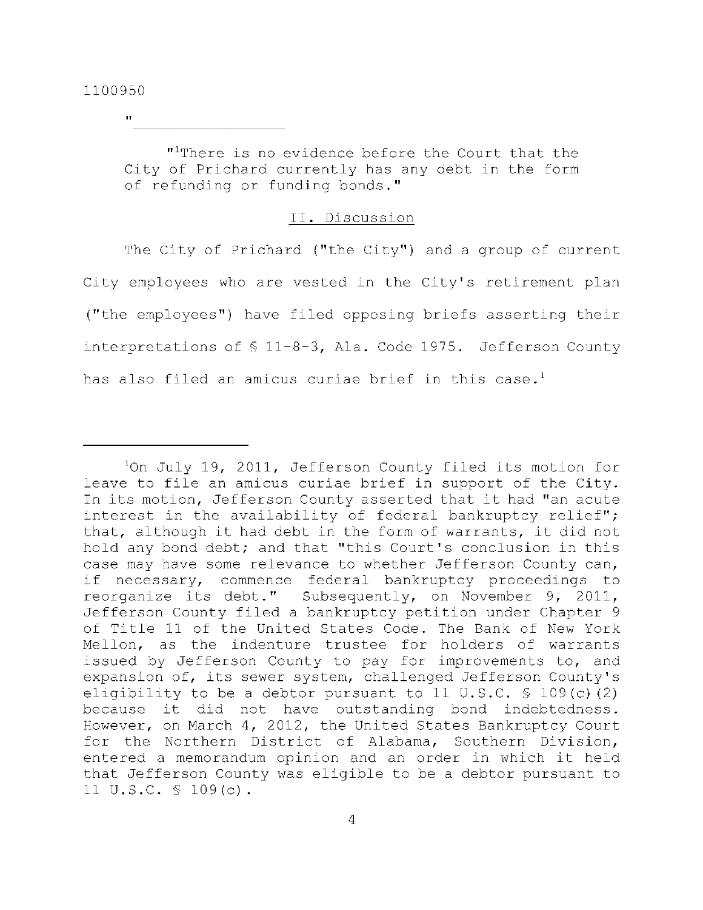"\_\_\_\_\_\_\_\_\_\_\_\_\_\_\_\_\_\_\_\_

"[1]There is no evidence before the Court that the City of Prichard currently has any debt in the form of refunding or funding bonds."

## II. Discussion

The City of Prichard ("the City") and a group of current City employees who are vested in the City's retirement plan ("the employees") have filed opposing briefs asserting their interpretations of § 11-8-3, Ala. Code 1975. Jefferson County has also filed an amicus curiae brief in this case.[1]

---

[1]On July 19, 2011, Jefferson County filed its motion for leave to file an amicus curiae brief in support of the City. In its motion, Jefferson County asserted that it had "an acute interest in the availability of federal bankruptcy relief"; that, although it had debt in the form of warrants, it did not hold any bond debt; and that "this Court's conclusion in this case may have some relevance to whether Jefferson County can, if necessary, commence federal bankruptcy proceedings to reorganize its debt." Subsequently, on November 9, 2011, Jefferson County filed a bankruptcy petition under Chapter 9 of Title 11 of the United States Code. The Bank of New York Mellon, as the indenture trustee for holders of warrants issued by Jefferson County to pay for improvements to, and expansion of, its sewer system, challenged Jefferson County's eligibility to be a debtor pursuant to 11 U.S.C. § 109(c)(2) because it did not have outstanding bond indebtedness. However, on March 4, 2012, the United States Bankruptcy Court for the Northern District of Alabama, Southern Division, entered a memorandum opinion and an order in which it held that Jefferson County was eligible to be a debtor pursuant to 11 U.S.C. § 109(c).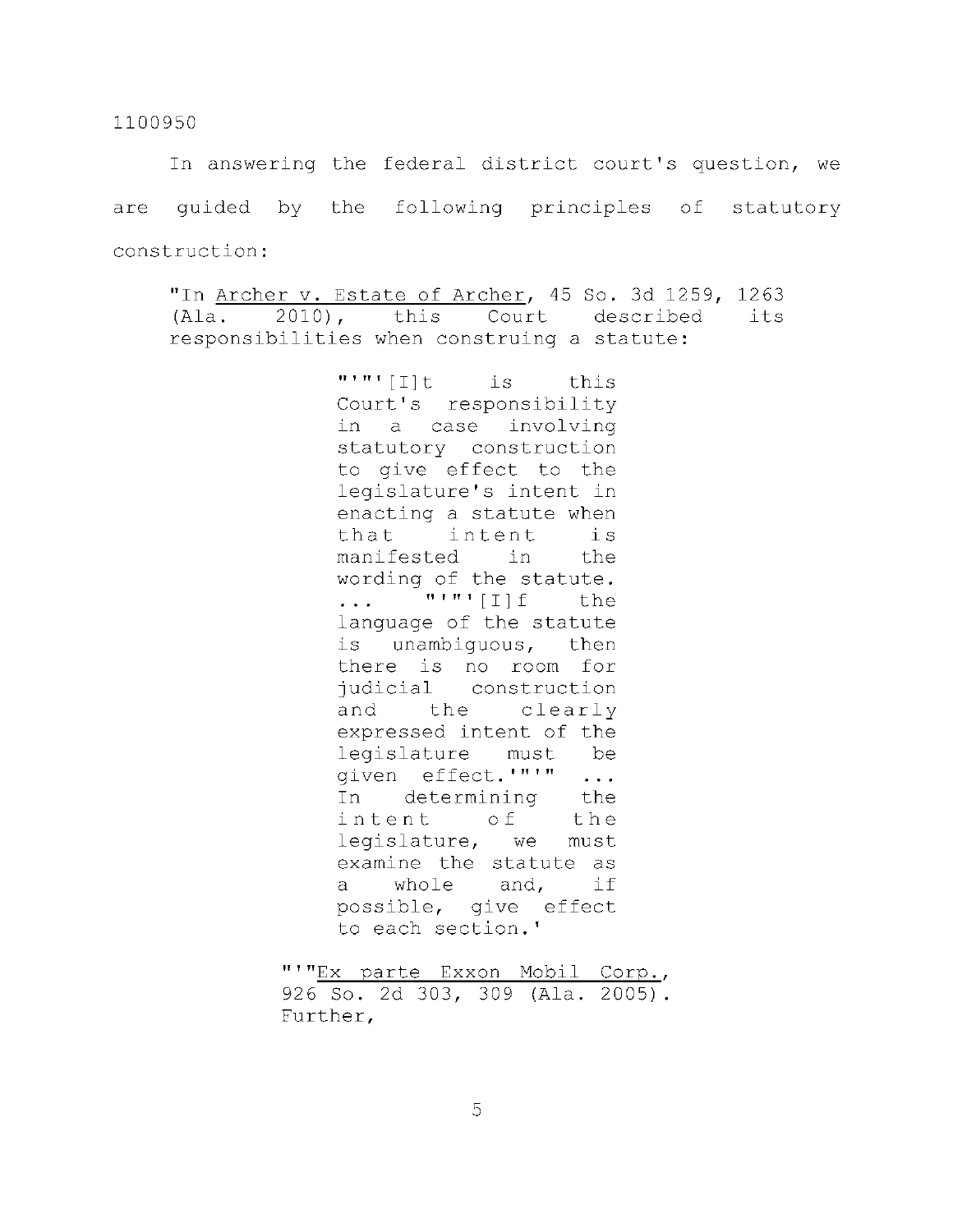In answering the federal district court's question, we are guided by the following principles of statutory construction:

> "In Archer v. Estate of Archer, 45 So. 3d 1259, 1263 (Ala. 2010), this Court described its responsibilities when construing a statute:
>
> > "'"'[I]t is this Court's responsibility in a case involving statutory construction to give effect to the legislature's intent in enacting a statute when that intent is manifested in the wording of the statute. ... "'"'[I]f the language of the statute is unambiguous, then there is no room for judicial construction and the clearly expressed intent of the legislature must be given effect.'"'" ... In determining the intent of the legislature, we must examine the statute as a whole and, if possible, give effect to each section.'
>
> "'"Ex parte Exxon Mobil Corp., 926 So. 2d 303, 309 (Ala. 2005). Further,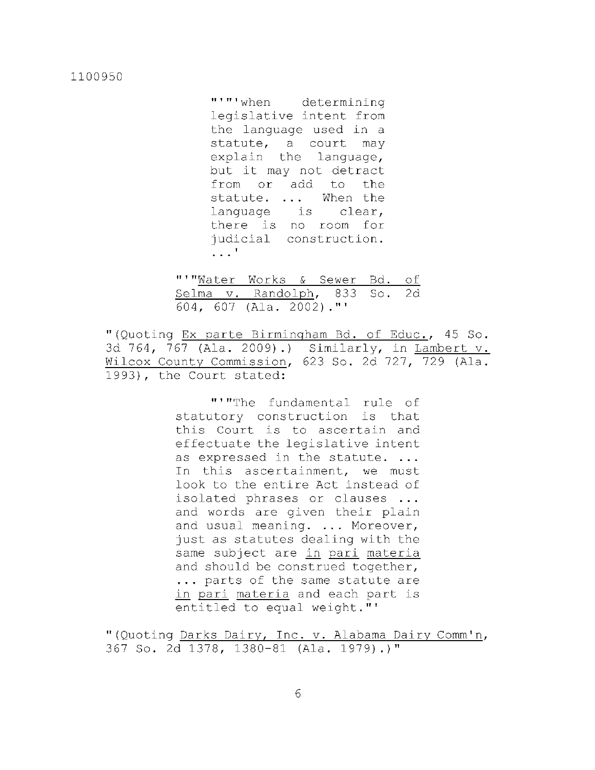> > > "'"'when determining legislative intent from the language used in a statute, a court may explain the language, but it may not detract from or add to the statute. ... When the language is clear, there is no room for judicial construction. ...'
> >
> > "'"Water Works & Sewer Bd. of Selma v. Randolph, 833 So. 2d 604, 607 (Ala. 2002)."'
>
> "(Quoting Ex parte Birmingham Bd. of Educ., 45 So. 3d 764, 767 (Ala. 2009).) Similarly, in Lambert v. Wilcox County Commission, 623 So. 2d 727, 729 (Ala. 1993), the Court stated:
>
> > "'"The fundamental rule of statutory construction is that this Court is to ascertain and effectuate the legislative intent as expressed in the statute. ... In this ascertainment, we must look to the entire Act instead of isolated phrases or clauses ... and words are given their plain and usual meaning. ... Moreover, just as statutes dealing with the same subject are *in pari materia* and should be construed together, ... parts of the same statute are *in pari materia* and each part is entitled to equal weight."'
>
> "(Quoting Darks Dairy, Inc. v. Alabama Dairy Comm'n, 367 So. 2d 1378, 1380-81 (Ala. 1979).)"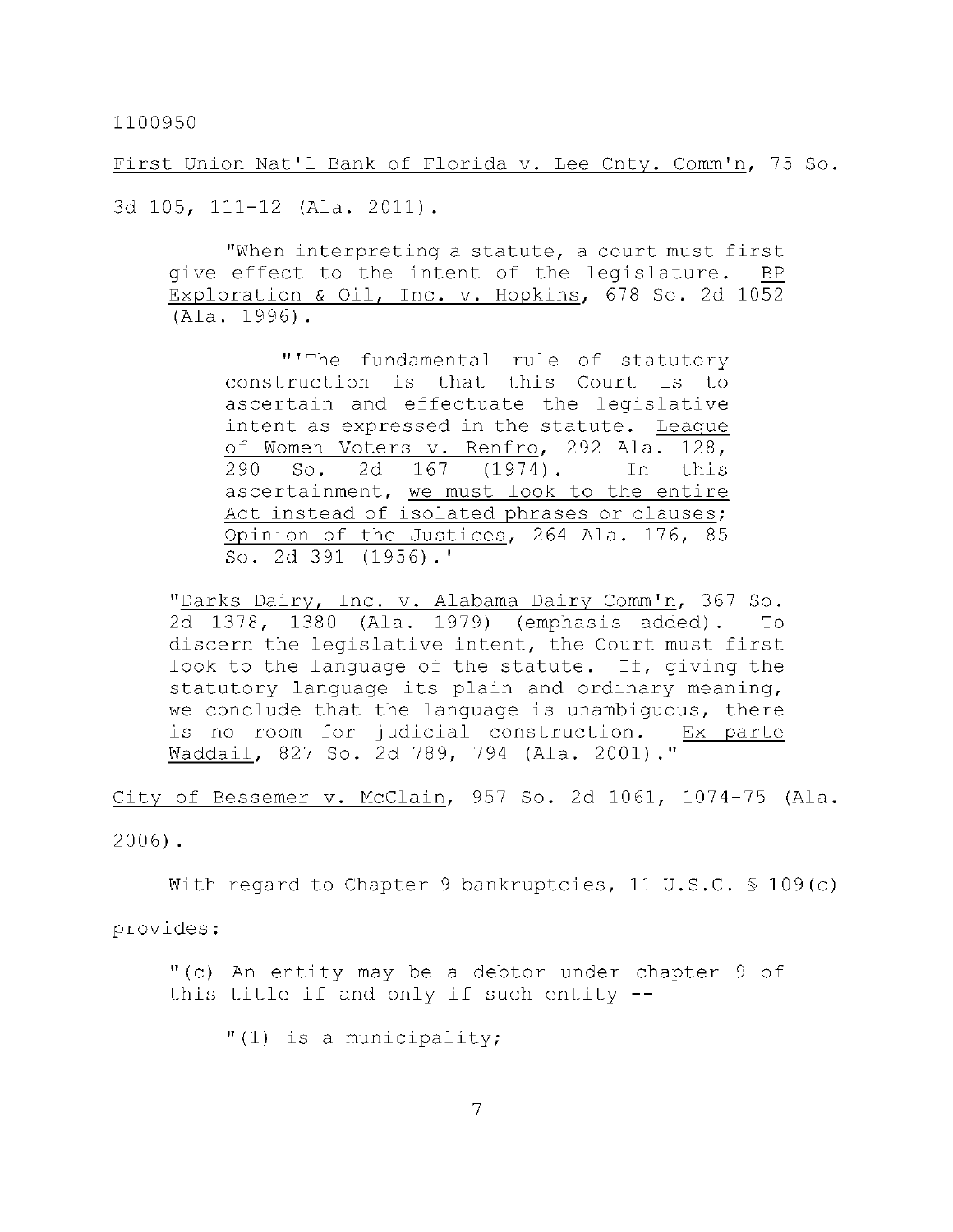First Union Nat'l Bank of Florida v. Lee Cnty. Comm'n, 75 So. 3d 105, 111-12 (Ala. 2011).

> "When interpreting a statute, a court must first give effect to the intent of the legislature. BP Exploration & Oil, Inc. v. Hopkins, 678 So. 2d 1052 (Ala. 1996).
>
> > "'The fundamental rule of statutory construction is that this Court is to ascertain and effectuate the legislative intent as expressed in the statute. League of Women Voters v. Renfro, 292 Ala. 128, 290 So. 2d 167 (1974). In this ascertainment, <u>we must look to the entire Act instead of isolated phrases or clauses</u>; Opinion of the Justices, 264 Ala. 176, 85 So. 2d 391 (1956).'
>
> "Darks Dairy, Inc. v. Alabama Dairy Comm'n, 367 So. 2d 1378, 1380 (Ala. 1979) (emphasis added). To discern the legislative intent, the Court must first look to the language of the statute. If, giving the statutory language its plain and ordinary meaning, we conclude that the language is unambiguous, there is no room for judicial construction. Ex parte Waddail, 827 So. 2d 789, 794 (Ala. 2001)."

City of Bessemer v. McClain, 957 So. 2d 1061, 1074-75 (Ala. 2006).

With regard to Chapter 9 bankruptcies, 11 U.S.C. § 109(c) provides:

> "(c) An entity may be a debtor under chapter 9 of this title if and only if such entity --
>
> > "(1) is a municipality;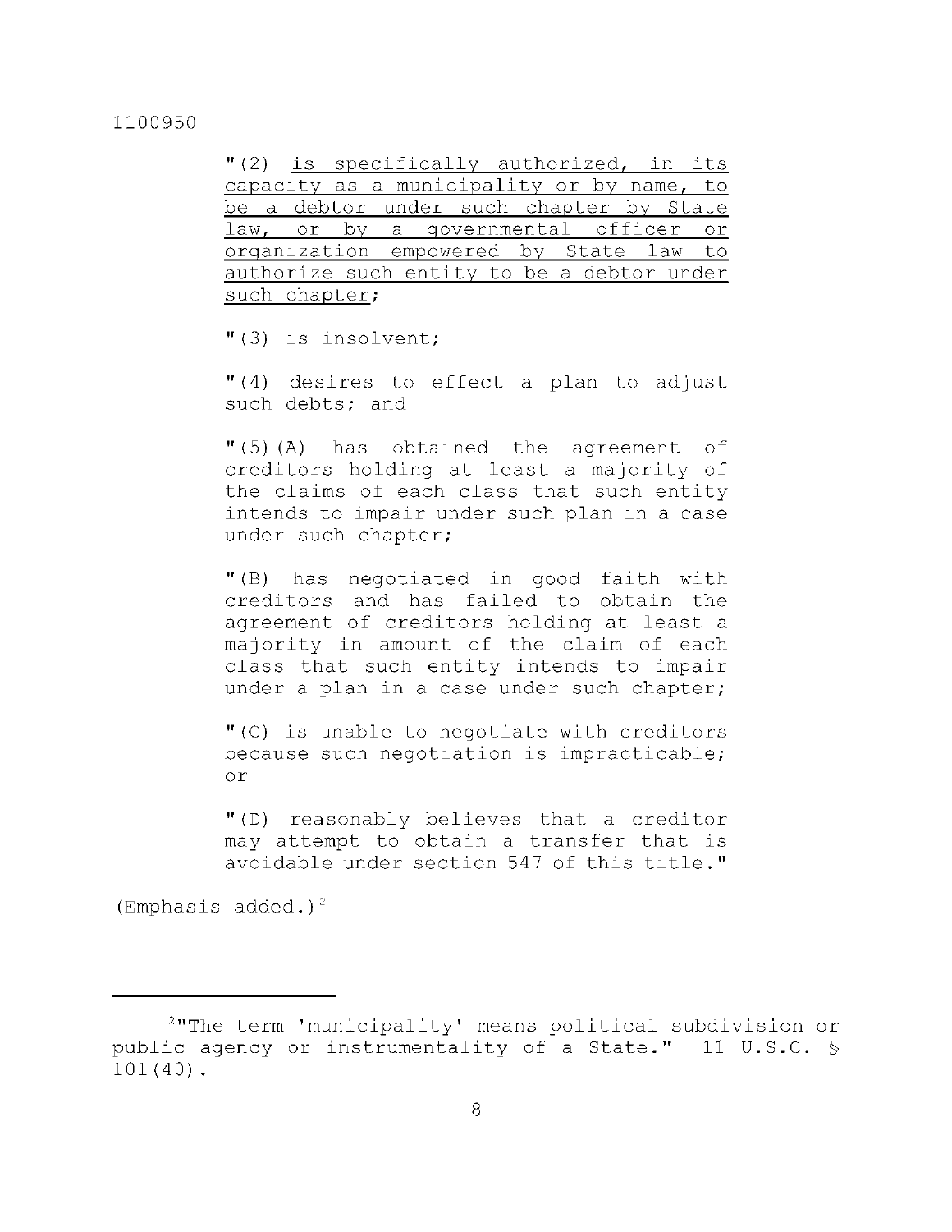> "(2) <u>is specifically authorized, in its capacity as a municipality or by name, to be a debtor under such chapter by State law, or by a governmental officer or organization empowered by State law to authorize such entity to be a debtor under such chapter</u>;
>
> "(3) is insolvent;
>
> "(4) desires to effect a plan to adjust such debts; and
>
> "(5)(A) has obtained the agreement of creditors holding at least a majority of the claims of each class that such entity intends to impair under such plan in a case under such chapter;
>
> "(B) has negotiated in good faith with creditors and has failed to obtain the agreement of creditors holding at least a majority in amount of the claim of each class that such entity intends to impair under a plan in a case under such chapter;
>
> "(C) is unable to negotiate with creditors because such negotiation is impracticable; or
>
> "(D) reasonably believes that a creditor may attempt to obtain a transfer that is avoidable under section 547 of this title."

(Emphasis added.)[2]

---

[2]"The term 'municipality' means political subdivision or public agency or instrumentality of a State." 11 U.S.C. § 101(40).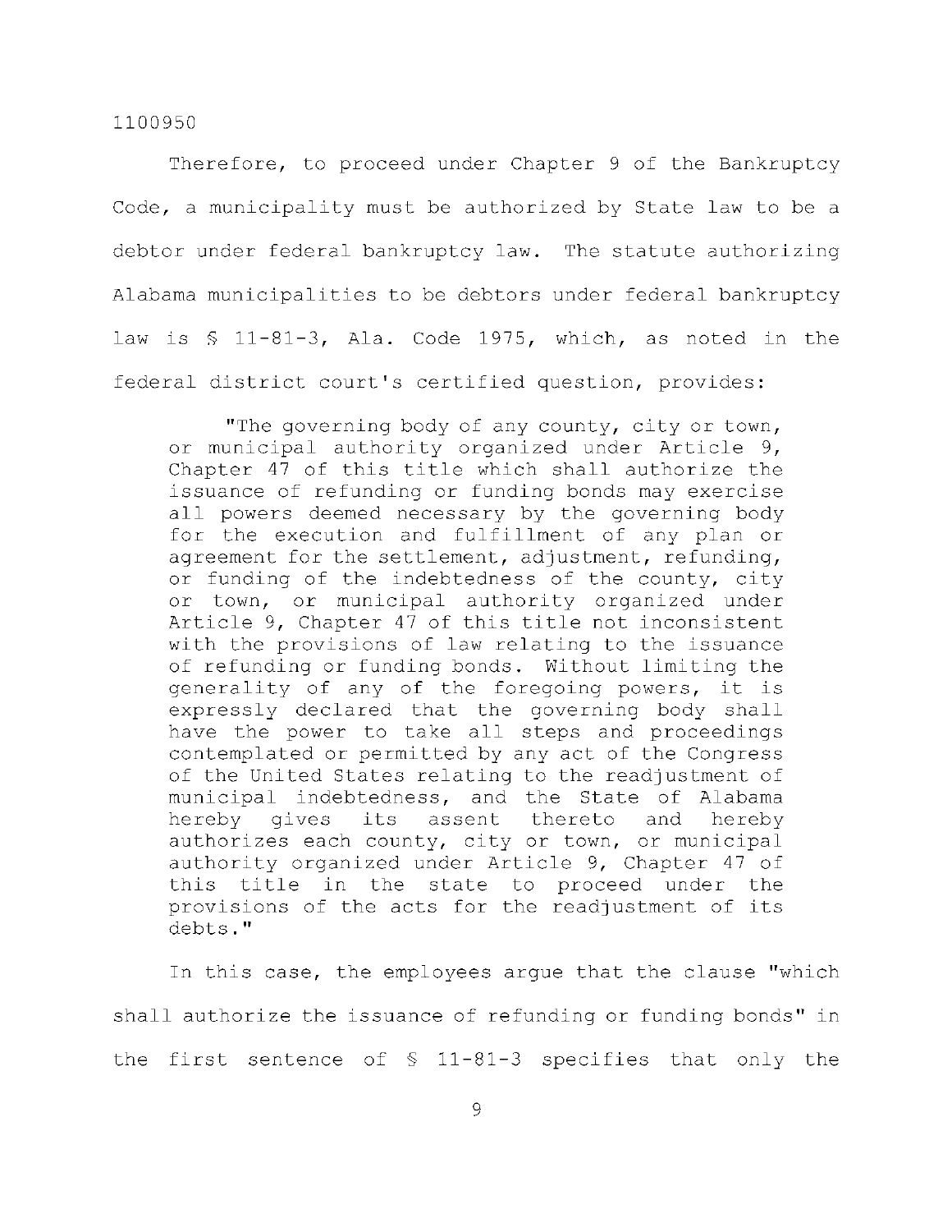Therefore, to proceed under Chapter 9 of the Bankruptcy Code, a municipality must be authorized by State law to be a debtor under federal bankruptcy law. The statute authorizing Alabama municipalities to be debtors under federal bankruptcy law is § 11-81-3, Ala. Code 1975, which, as noted in the federal district court's certified question, provides:

> "The governing body of any county, city or town, or municipal authority organized under Article 9, Chapter 47 of this title which shall authorize the issuance of refunding or funding bonds may exercise all powers deemed necessary by the governing body for the execution and fulfillment of any plan or agreement for the settlement, adjustment, refunding, or funding of the indebtedness of the county, city or town, or municipal authority organized under Article 9, Chapter 47 of this title not inconsistent with the provisions of law relating to the issuance of refunding or funding bonds. Without limiting the generality of any of the foregoing powers, it is expressly declared that the governing body shall have the power to take all steps and proceedings contemplated or permitted by any act of the Congress of the United States relating to the readjustment of municipal indebtedness, and the State of Alabama hereby gives its assent thereto and hereby authorizes each county, city or town, or municipal authority organized under Article 9, Chapter 47 of this title in the state to proceed under the provisions of the acts for the readjustment of its debts."

In this case, the employees argue that the clause "which shall authorize the issuance of refunding or funding bonds" in the first sentence of § 11-81-3 specifies that only the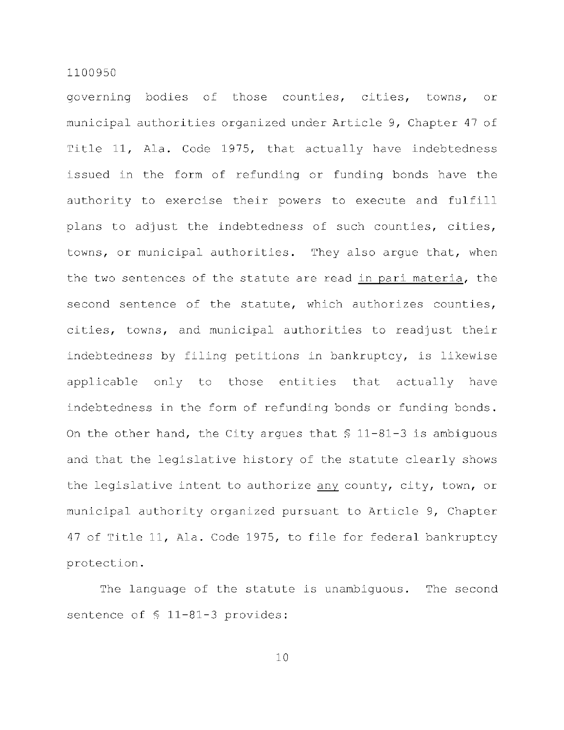governing bodies of those counties, cities, towns, or municipal authorities organized under Article 9, Chapter 47 of Title 11, Ala. Code 1975, that actually have indebtedness issued in the form of refunding or funding bonds have the authority to exercise their powers to execute and fulfill plans to adjust the indebtedness of such counties, cities, towns, or municipal authorities. They also argue that, when the two sentences of the statute are read <u>in pari materia</u>, the second sentence of the statute, which authorizes counties, cities, towns, and municipal authorities to readjust their indebtedness by filing petitions in bankruptcy, is likewise applicable only to those entities that actually have indebtedness in the form of refunding bonds or funding bonds. On the other hand, the City argues that § 11-81-3 is ambiguous and that the legislative history of the statute clearly shows the legislative intent to authorize <u>any</u> county, city, town, or municipal authority organized pursuant to Article 9, Chapter 47 of Title 11, Ala. Code 1975, to file for federal bankruptcy protection.

The language of the statute is unambiguous. The second sentence of § 11-81-3 provides: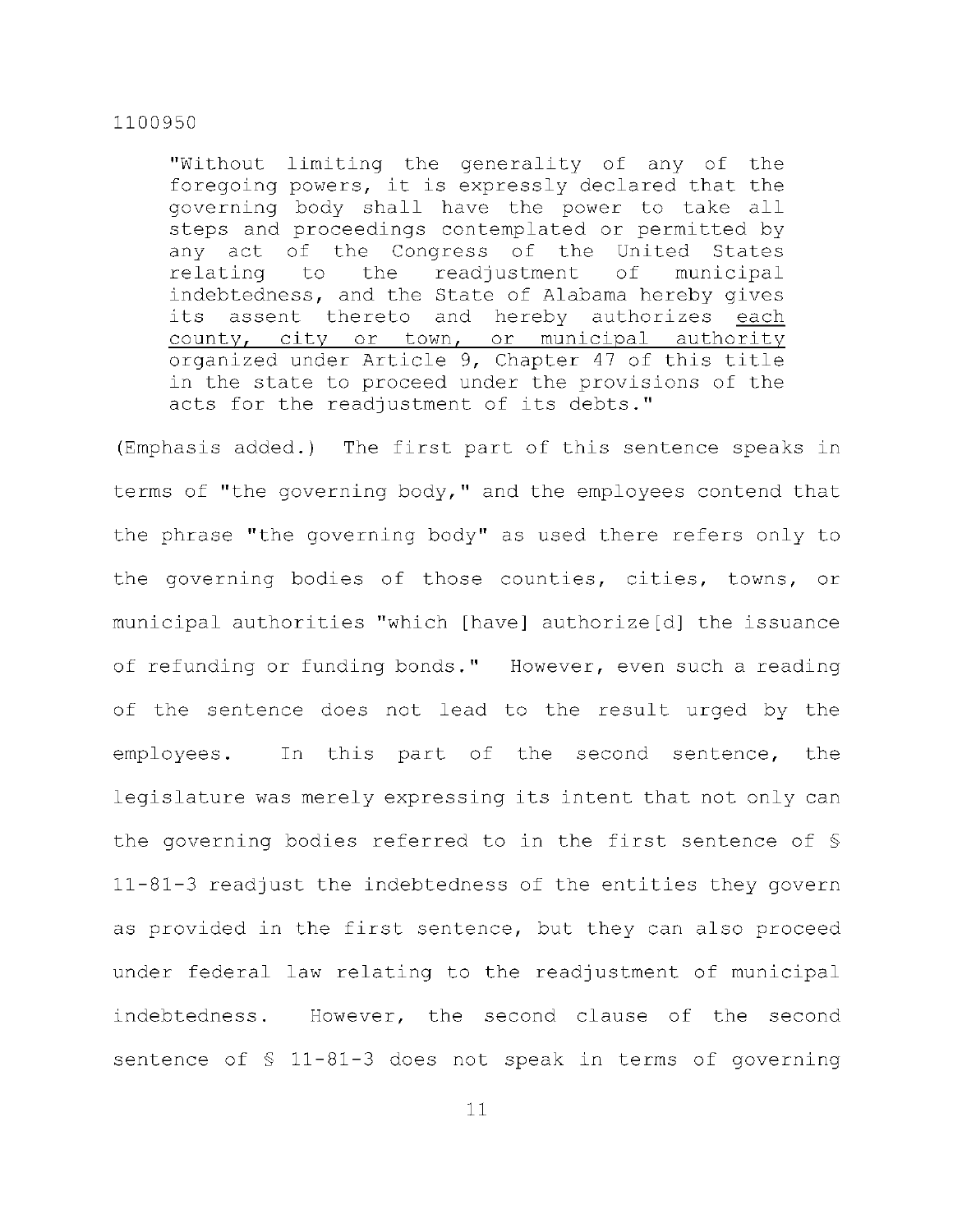> "Without limiting the generality of any of the foregoing powers, it is expressly declared that the governing body shall have the power to take all steps and proceedings contemplated or permitted by any act of the Congress of the United States relating to the readjustment of municipal indebtedness, and the State of Alabama hereby gives its assent thereto and hereby authorizes <u>each county, city or town, or municipal authority</u> organized under Article 9, Chapter 47 of this title in the state to proceed under the provisions of the acts for the readjustment of its debts."

(Emphasis added.) The first part of this sentence speaks in terms of "the governing body," and the employees contend that the phrase "the governing body" as used there refers only to the governing bodies of those counties, cities, towns, or municipal authorities "which [have] authorize[d] the issuance of refunding or funding bonds." However, even such a reading of the sentence does not lead to the result urged by the employees. In this part of the second sentence, the legislature was merely expressing its intent that not only can the governing bodies referred to in the first sentence of § 11-81-3 readjust the indebtedness of the entities they govern as provided in the first sentence, but they can also proceed under federal law relating to the readjustment of municipal indebtedness. However, the second clause of the second sentence of § 11-81-3 does not speak in terms of governing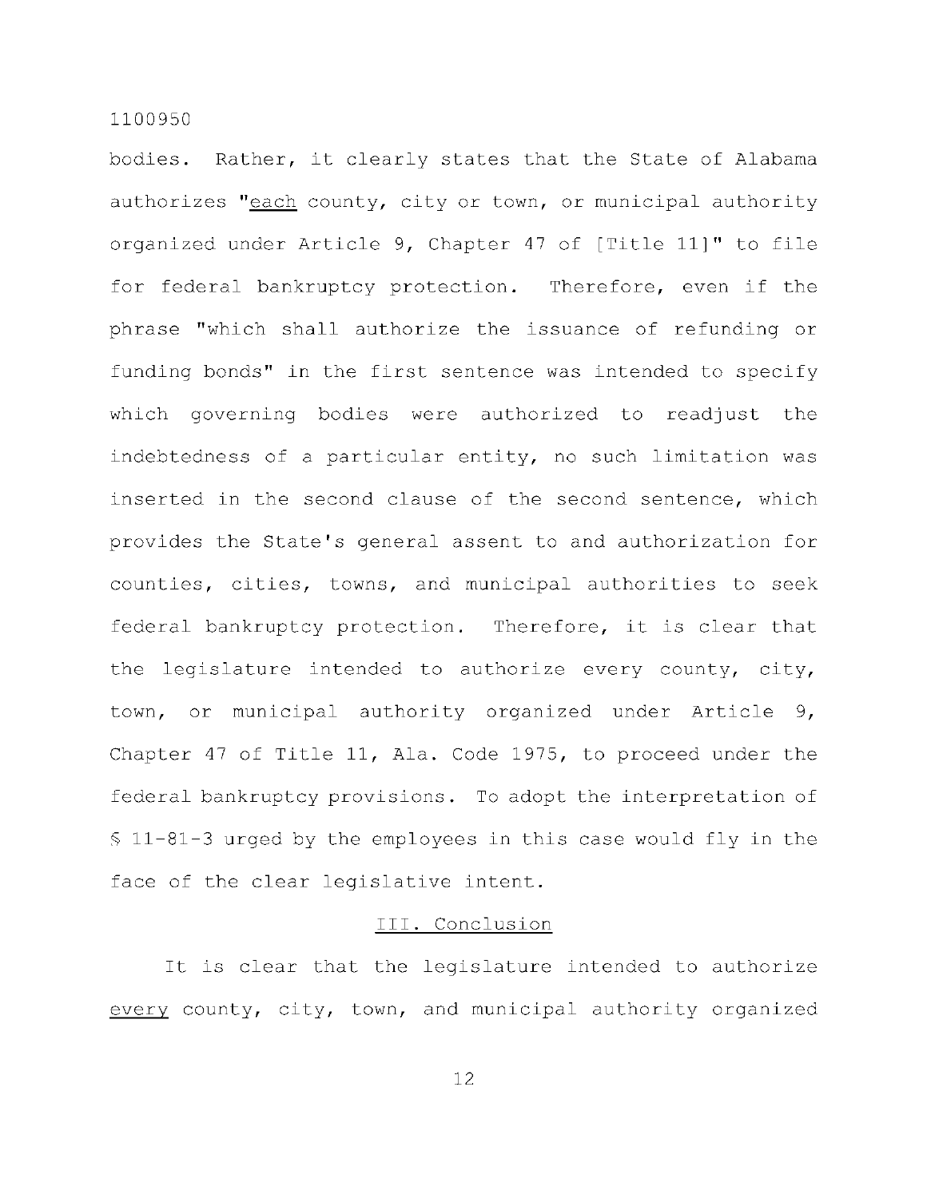bodies. Rather, it clearly states that the State of Alabama authorizes "<u>each</u> county, city or town, or municipal authority organized under Article 9, Chapter 47 of [Title 11]" to file for federal bankruptcy protection. Therefore, even if the phrase "which shall authorize the issuance of refunding or funding bonds" in the first sentence was intended to specify which governing bodies were authorized to readjust the indebtedness of a particular entity, no such limitation was inserted in the second clause of the second sentence, which provides the State's general assent to and authorization for counties, cities, towns, and municipal authorities to seek federal bankruptcy protection. Therefore, it is clear that the legislature intended to authorize every county, city, town, or municipal authority organized under Article 9, Chapter 47 of Title 11, Ala. Code 1975, to proceed under the federal bankruptcy provisions. To adopt the interpretation of § 11-81-3 urged by the employees in this case would fly in the face of the clear legislative intent.

## III. Conclusion

It is clear that the legislature intended to authorize <u>every</u> county, city, town, and municipal authority organized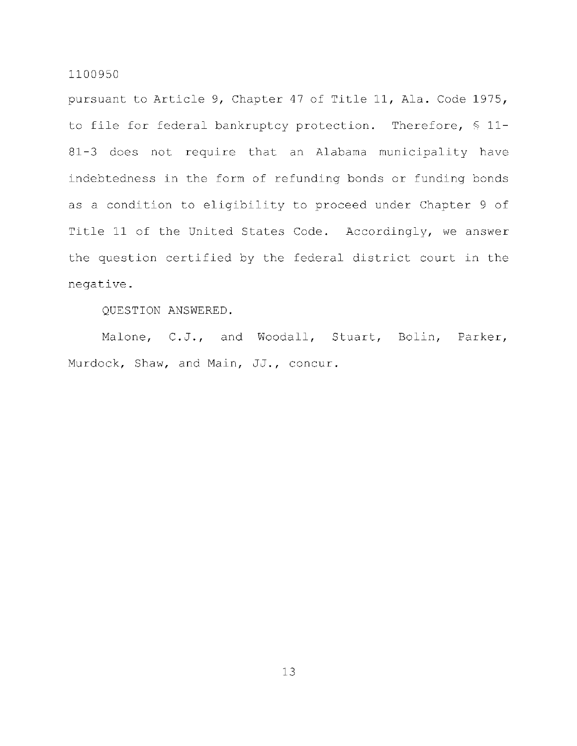pursuant to Article 9, Chapter 47 of Title 11, Ala. Code 1975, to file for federal bankruptcy protection. Therefore, § 11-81-3 does not require that an Alabama municipality have indebtedness in the form of refunding bonds or funding bonds as a condition to eligibility to proceed under Chapter 9 of Title 11 of the United States Code. Accordingly, we answer the question certified by the federal district court in the negative.

QUESTION ANSWERED.

Malone, C.J., and Woodall, Stuart, Bolin, Parker, Murdock, Shaw, and Main, JJ., concur.